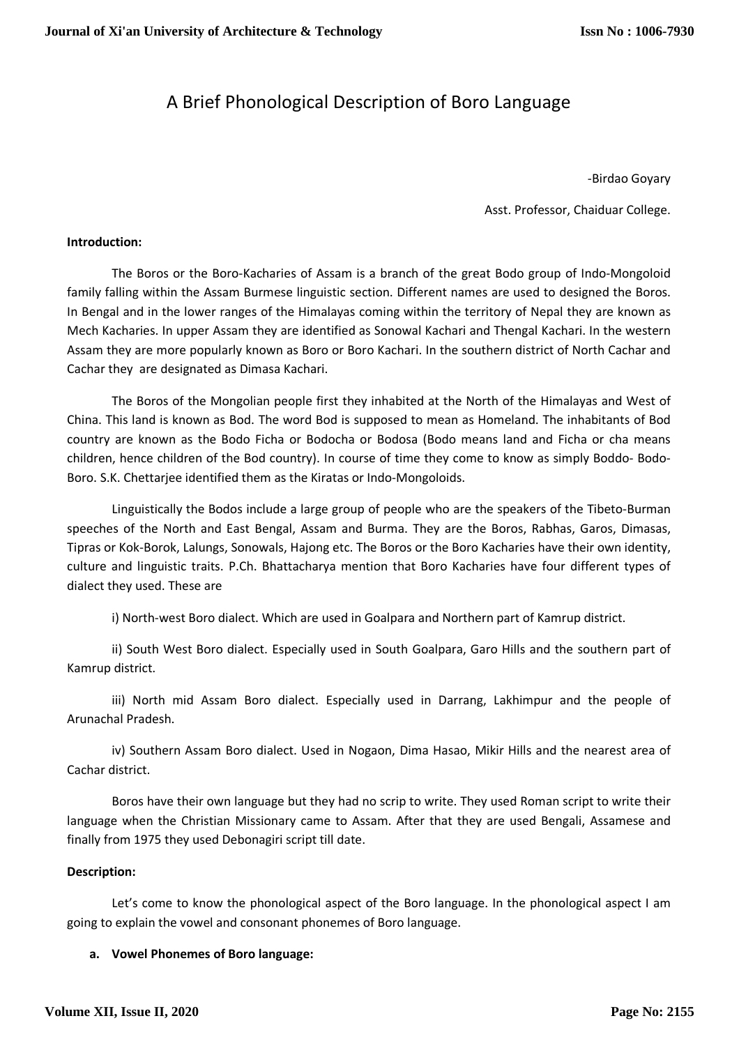# A Brief Phonological Description of Boro Language

-Birdao Goyary

Asst. Professor, Chaiduar College.

**Introduction:**

The Boros or the Boro-Kacharies of Assam is a branch of the great Bodo group of Indo-Mongoloid family falling within the Assam Burmese linguistic section. Different names are used to designed the Boros. In Bengal and in the lower ranges of the Himalayas coming within the territory of Nepal they are known as Mech Kacharies. In upper Assam they are identified as Sonowal Kachari and Thengal Kachari. In the western Assam they are more popularly known as Boro or Boro Kachari. In the southern district of North Cachar and Cachar they are designated as Dimasa Kachari.

The Boros of the Mongolian people first they inhabited at the North of the Himalayas and West of China. This land is known as Bod. The word Bod is supposed to mean as Homeland. The inhabitants of Bod country are known as the Bodo Ficha or Bodocha or Bodosa (Bodo means land and Ficha or cha means children, hence children of the Bod country). In course of time they come to know as simply Boddo- Bodo-Boro. S.K. Chettarjee identified them as the Kiratas or Indo-Mongoloids.

Linguistically the Bodos include a large group of people who are the speakers of the Tibeto-Burman speeches of the North and East Bengal, Assam and Burma. They are the Boros, Rabhas, Garos, Dimasas, Tipras or Kok-Borok, Lalungs, Sonowals, Hajong etc. The Boros or the Boro Kacharies have their own identity, culture and linguistic traits. P.Ch. Bhattacharya mention that Boro Kacharies have four different types of dialect they used. These are

i) North-west Boro dialect. Which are used in Goalpara and Northern part of Kamrup district.

ii) South West Boro dialect. Especially used in South Goalpara, Garo Hills and the southern part of Kamrup district.

iii) North mid Assam Boro dialect. Especially used in Darrang, Lakhimpur and the people of Arunachal Pradesh.

iv) Southern Assam Boro dialect. Used in Nogaon, Dima Hasao, Mikir Hills and the nearest area of Cachar district.

Boros have their own language but they had no scrip to write. They used Roman script to write their language when the Christian Missionary came to Assam. After that they are used Bengali, Assamese and finally from 1975 they used Debonagiri script till date.

**Description:**

Let's come to know the phonological aspect of the Boro language. In the phonological aspect I am going to explain the vowel and consonant phonemes of Boro language.

**a. Vowel Phonemes of Boro language:**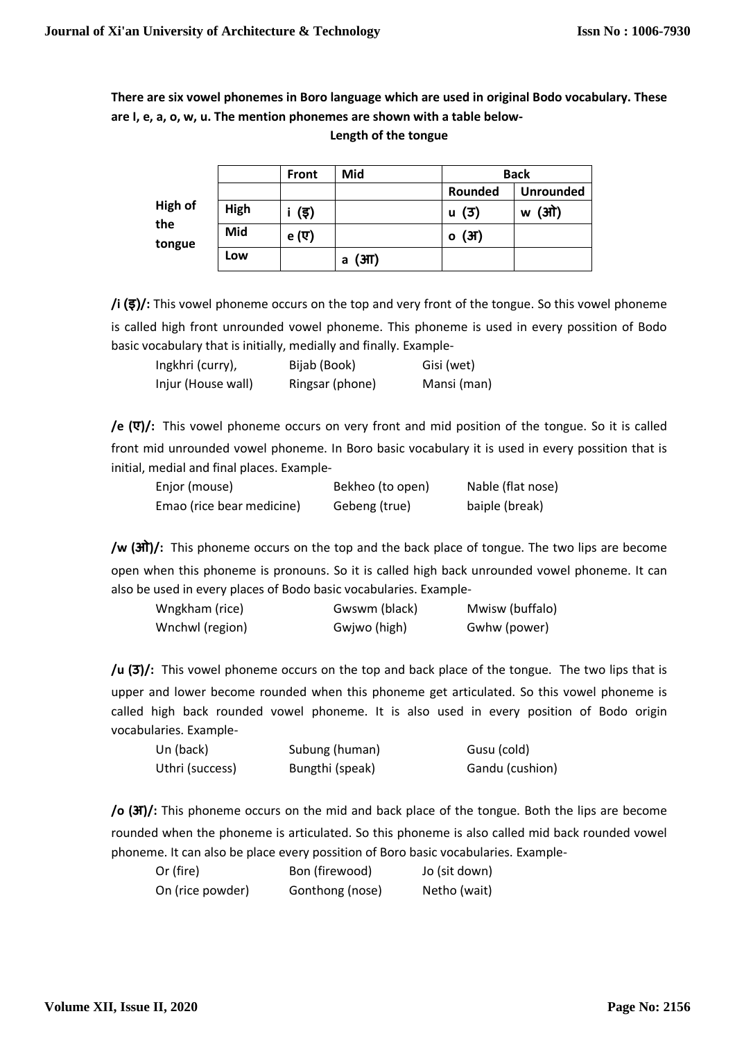**There are six vowel phonemes in Boro language which are used in original Bodo vocabulary. These are I, e, a, o, w, u. The mention phonemes are shown with a table below-**

**Length of the tongue**

| | | Front | Mid | Back | |
|---|---|---|---|---|---|
| | | | | Rounded | Unrounded |
| High of the tongue | High | i (इ) | | u (उ) | w (ओ) |
| | Mid | e (ए) | | o (अ) | |
| | Low | | a (आ) | | |

**/i (इ)/:** This vowel phoneme occurs on the top and very front of the tongue. So this vowel phoneme is called high front unrounded vowel phoneme. This phoneme is used in every possition of Bodo basic vocabulary that is initially, medially and finally. Example-

| | | |
|---|---|---|
| Ingkhri (curry), | Bijab (Book) | Gisi (wet) |
| Injur (House wall) | Ringsar (phone) | Mansi (man) |

**/e (ए)/:** This vowel phoneme occurs on very front and mid position of the tongue. So it is called front mid unrounded vowel phoneme. In Boro basic vocabulary it is used in every position that is initial, medial and final places. Example-

| | | |
|---|---|---|
| Enjor (mouse) | Bekheo (to open) | Nable (flat nose) |
| Emao (rice bear medicine) | Gebeng (true) | baiple (break) |

**/w (ओ)/:** This phoneme occurs on the top and the back place of tongue. The two lips are become open when this phoneme is pronouns. So it is called high back unrounded vowel phoneme. It can also be used in every places of Bodo basic vocabularies. Example-

| | | |
|---|---|---|
| Wngkham (rice) | Gwswm (black) | Mwisw (buffalo) |
| Wnchwl (region) | Gwjwo (high) | Gwhw (power) |

**/u (उ)/:** This vowel phoneme occurs on the top and back place of the tongue. The two lips that is upper and lower become rounded when this phoneme get articulated. So this vowel phoneme is called high back rounded vowel phoneme. It is also used in every position of Bodo origin vocabularies. Example-

| | | |
|---|---|---|
| Un (back) | Subung (human) | Gusu (cold) |
| Uthri (success) | Bungthi (speak) | Gandu (cushion) |

**/o (अ)/:** This phoneme occurs on the mid and back place of the tongue. Both the lips are become rounded when the phoneme is articulated. So this phoneme is also called mid back rounded vowel phoneme. It can also be place every possition of Boro basic vocabularies. Example-

| | | |
|---|---|---|
| Or (fire) | Bon (firewood) | Jo (sit down) |
| On (rice powder) | Gonthong (nose) | Netho (wait) |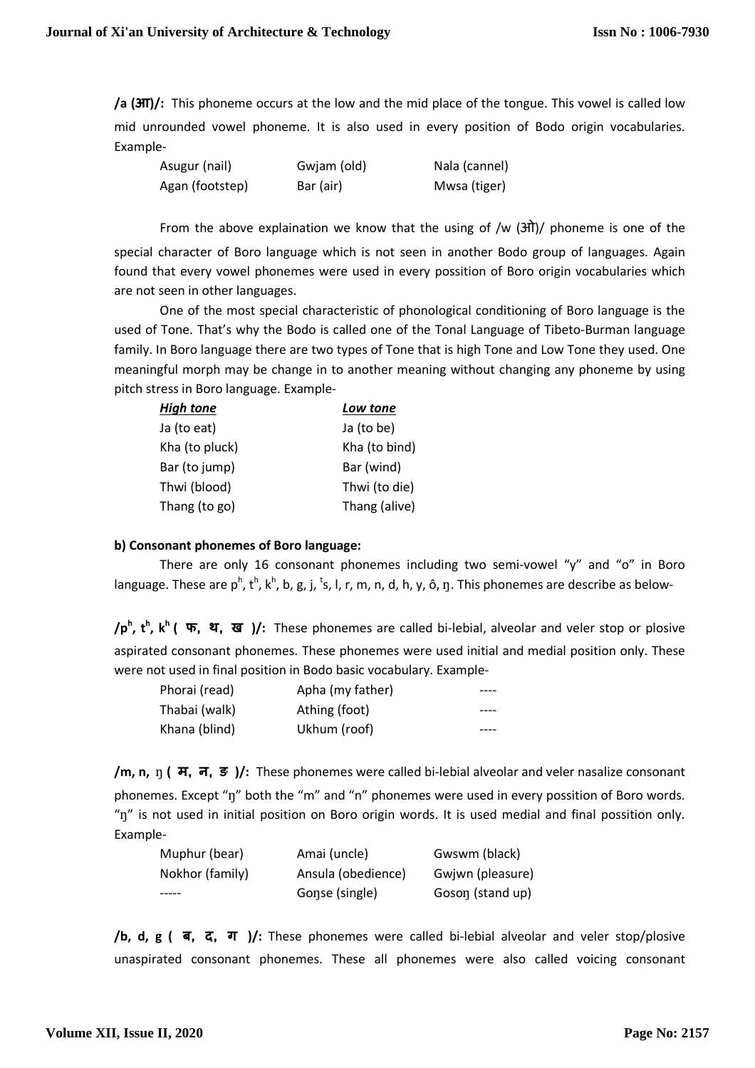**/a (आ)/:** This phoneme occurs at the low and the mid place of the tongue. This vowel is called low mid unrounded vowel phoneme. It is also used in every position of Bodo origin vocabularies. Example-

| | | |
|---|---|---|
| Asugur (nail) | Gwjam (old) | Nala (cannel) |
| Agan (footstep) | Bar (air) | Mwsa (tiger) |

From the above explaination we know that the using of /w (ओ)/ phoneme is one of the special character of Boro language which is not seen in another Bodo group of languages. Again found that every vowel phonemes were used in every possition of Boro origin vocabularies which are not seen in other languages.

One of the most special characteristic of phonological conditioning of Boro language is the used of Tone. That's why the Bodo is called one of the Tonal Language of Tibeto-Burman language family. In Boro language there are two types of Tone that is high Tone and Low Tone they used. One meaningful morph may be change in to another meaning without changing any phoneme by using pitch stress in Boro language. Example-

| ***High tone*** | ***Low tone*** |
|---|---|
| Ja (to eat) | Ja (to be) |
| Kha (to pluck) | Kha (to bind) |
| Bar (to jump) | Bar (wind) |
| Thwi (blood) | Thwi (to die) |
| Thang (to go) | Thang (alive) |

**b) Consonant phonemes of Boro language:**

There are only 16 consonant phonemes including two semi-vowel "y" and "o" in Boro language. These are $p^h$, $t^h$, $k^h$, b, g, j, $^t$s, l, r, m, n, d, h, y, ô, ŋ. This phonemes are describe as below-

**/$p^h$, $t^h$, $k^h$ ( फ, थ, ख )/:** These phonemes are called bi-lebial, alveolar and veler stop or plosive aspirated consonant phonemes. These phonemes were used initial and medial position only. These were not used in final position in Bodo basic vocabulary. Example-

| | | |
|---|---|---|
| Phorai (read) | Apha (my father) | ---- |
| Thabai (walk) | Athing (foot) | ---- |
| Khana (blind) | Ukhum (roof) | ---- |

**/m, n, ŋ ( म, न, ङ )/:** These phonemes were called bi-lebial alveolar and veler nasalize consonant phonemes. Except "ŋ" both the "m" and "n" phonemes were used in every possition of Boro words. "ŋ" is not used in initial position on Boro origin words. It is used medial and final possition only. Example-

| | | |
|---|---|---|
| Muphur (bear) | Amai (uncle) | Gwswm (black) |
| Nokhor (family) | Ansula (obedience) | Gwjwn (pleasure) |
| ----- | Goŋse (single) | Gosoŋ (stand up) |

**/b, d, g ( ब, द, ग )/:** These phonemes were called bi-lebial alveolar and veler stop/plosive unaspirated consonant phonemes. These all phonemes were also called voicing consonant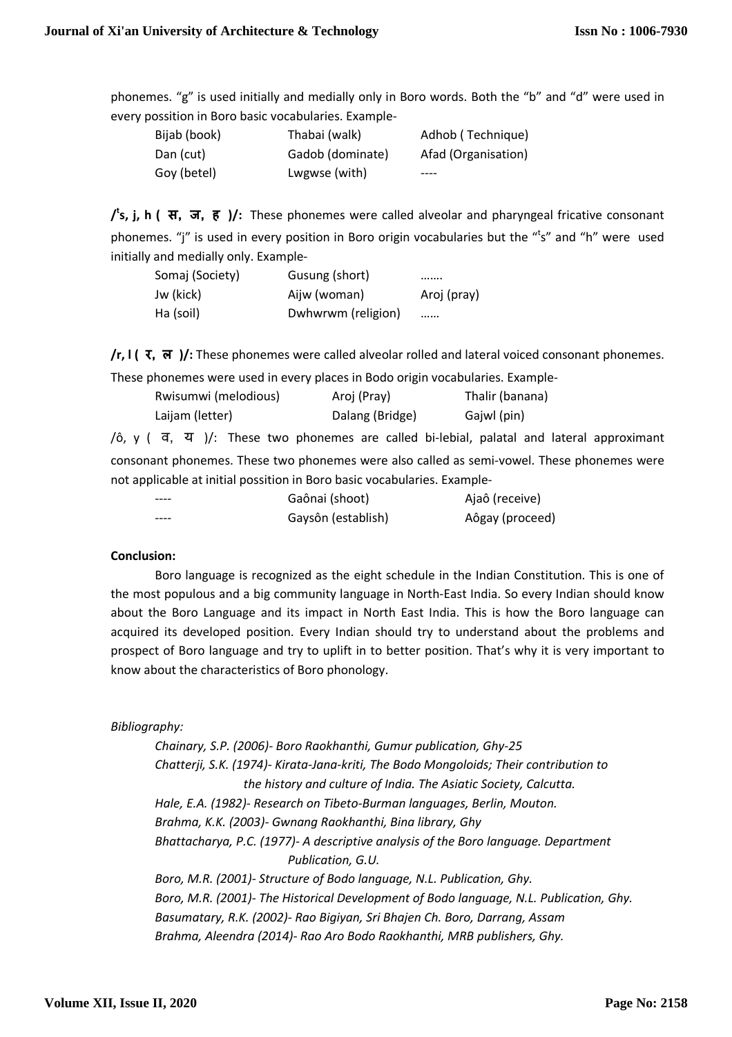phonemes. "g" is used initially and medially only in Boro words. Both the "b" and "d" were used in every possition in Boro basic vocabularies. Example-

| | | |
|---|---|---|
| Bijab (book) | Thabai (walk) | Adhob ( Technique) |
| Dan (cut) | Gadob (dominate) | Afad (Organisation) |
| Goy (betel) | Lwgwse (with) | ---- |

**/ᵗs, j, h ( स, ज, ह )/:** These phonemes were called alveolar and pharyngeal fricative consonant phonemes. "j" is used in every position in Boro origin vocabularies but the "ᵗs" and "h" were used initially and medially only. Example-

| | | |
|---|---|---|
| Somaj (Society) | Gusung (short) | ……. |
| Jw (kick) | Aijw (woman) | Aroj (pray) |
| Ha (soil) | Dwhwrwm (religion) | …… |

**/r, l ( र, ल )/:** These phonemes were called alveolar rolled and lateral voiced consonant phonemes. These phonemes were used in every places in Bodo origin vocabularies. Example-

| | | |
|---|---|---|
| Rwisumwi (melodious) | Aroj (Pray) | Thalir (banana) |
| Laijam (letter) | Dalang (Bridge) | Gajwl (pin) |

/ô, y ( व, य )/: These two phonemes are called bi-lebial, palatal and lateral approximant consonant phonemes. These two phonemes were also called as semi-vowel. These phonemes were not applicable at initial possition in Boro basic vocabularies. Example-

| | | |
|---|---|---|
| ---- | Gaônai (shoot) | Ajaô (receive) |
| ---- | Gaysôn (establish) | Aôgay (proceed) |

**Conclusion:**

Boro language is recognized as the eight schedule in the Indian Constitution. This is one of the most populous and a big community language in North-East India. So every Indian should know about the Boro Language and its impact in North East India. This is how the Boro language can acquired its developed position. Every Indian should try to understand about the problems and prospect of Boro language and try to uplift in to better position. That's why it is very important to know about the characteristics of Boro phonology.

*Bibliography:*

*Chainary, S.P. (2006)- Boro Raokhanthi, Gumur publication, Ghy-25*

*Chatterji, S.K. (1974)- Kirata-Jana-kriti, The Bodo Mongoloids; Their contribution to the history and culture of India. The Asiatic Society, Calcutta.*

*Hale, E.A. (1982)- Research on Tibeto-Burman languages, Berlin, Mouton.*

*Brahma, K.K. (2003)- Gwnang Raokhanthi, Bina library, Ghy*

*Bhattacharya, P.C. (1977)- A descriptive analysis of the Boro language. Department Publication, G.U.*

*Boro, M.R. (2001)- Structure of Bodo language, N.L. Publication, Ghy.*

*Boro, M.R. (2001)- The Historical Development of Bodo language, N.L. Publication, Ghy.*

*Basumatary, R.K. (2002)- Rao Bigiyan, Sri Bhajen Ch. Boro, Darrang, Assam*

*Brahma, Aleendra (2014)- Rao Aro Bodo Raokhanthi, MRB publishers, Ghy.*